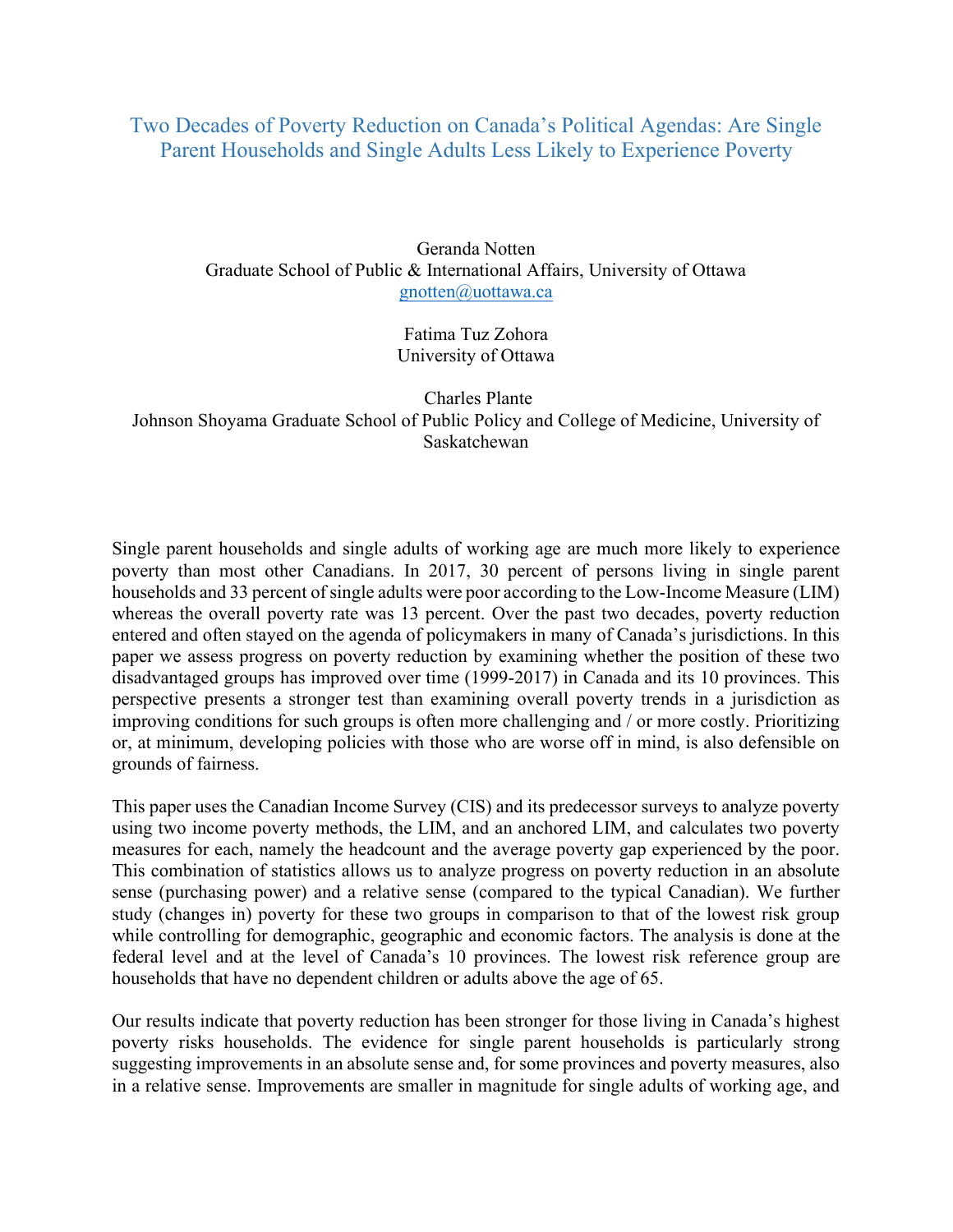# Two Decades of Poverty Reduction on Canada's Political Agendas: Are Single Parent Households and Single Adults Less Likely to Experience Poverty

Geranda Notten
Graduate School of Public & International Affairs, University of Ottawa
gnotten@uottawa.ca

Fatima Tuz Zohora
University of Ottawa

Charles Plante
Johnson Shoyama Graduate School of Public Policy and College of Medicine, University of Saskatchewan

Single parent households and single adults of working age are much more likely to experience poverty than most other Canadians. In 2017, 30 percent of persons living in single parent households and 33 percent of single adults were poor according to the Low-Income Measure (LIM) whereas the overall poverty rate was 13 percent. Over the past two decades, poverty reduction entered and often stayed on the agenda of policymakers in many of Canada's jurisdictions. In this paper we assess progress on poverty reduction by examining whether the position of these two disadvantaged groups has improved over time (1999-2017) in Canada and its 10 provinces. This perspective presents a stronger test than examining overall poverty trends in a jurisdiction as improving conditions for such groups is often more challenging and / or more costly. Prioritizing or, at minimum, developing policies with those who are worse off in mind, is also defensible on grounds of fairness.

This paper uses the Canadian Income Survey (CIS) and its predecessor surveys to analyze poverty using two income poverty methods, the LIM, and an anchored LIM, and calculates two poverty measures for each, namely the headcount and the average poverty gap experienced by the poor. This combination of statistics allows us to analyze progress on poverty reduction in an absolute sense (purchasing power) and a relative sense (compared to the typical Canadian). We further study (changes in) poverty for these two groups in comparison to that of the lowest risk group while controlling for demographic, geographic and economic factors. The analysis is done at the federal level and at the level of Canada's 10 provinces. The lowest risk reference group are households that have no dependent children or adults above the age of 65.

Our results indicate that poverty reduction has been stronger for those living in Canada's highest poverty risks households. The evidence for single parent households is particularly strong suggesting improvements in an absolute sense and, for some provinces and poverty measures, also in a relative sense. Improvements are smaller in magnitude for single adults of working age, and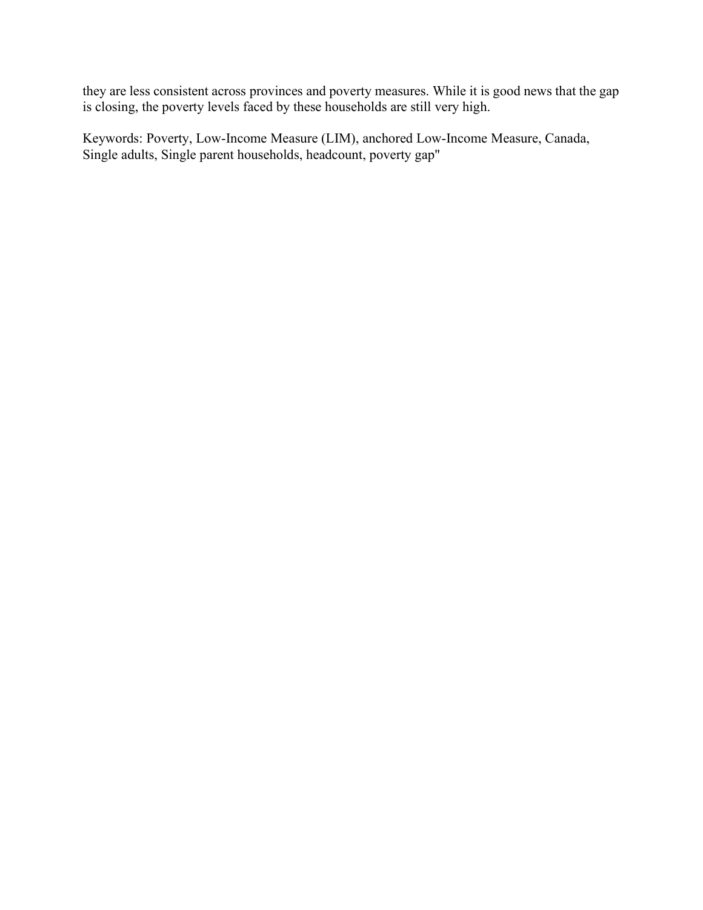they are less consistent across provinces and poverty measures. While it is good news that the gap is closing, the poverty levels faced by these households are still very high.

Keywords: Poverty, Low-Income Measure (LIM), anchored Low-Income Measure, Canada, Single adults, Single parent households, headcount, poverty gap"